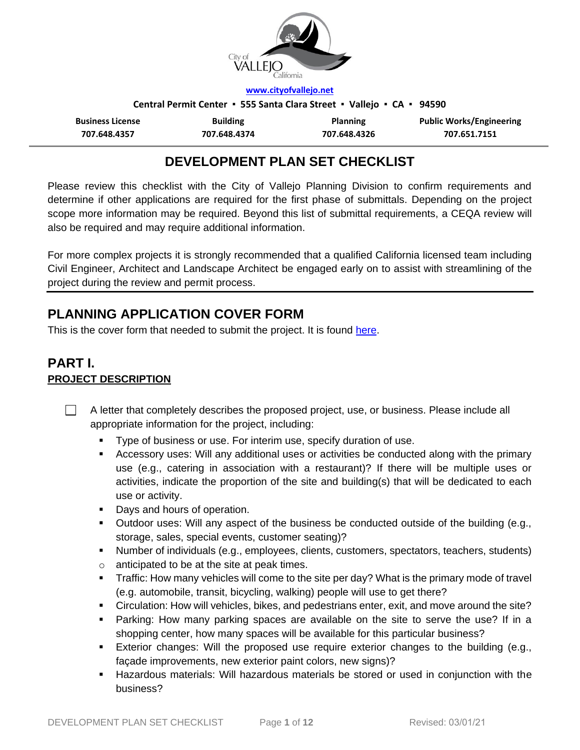www.cityofvallejo.net

**Central Permit Center ▪ 555 Santa Clara Street ▪ Vallejo ▪ CA ▪ 94590**

| Business License | Building | Planning | Public Works/Engineering |
|---|---|---|---|
| 707.648.4357 | 707.648.4374 | 707.648.4326 | 707.651.7151 |

# DEVELOPMENT PLAN SET CHECKLIST

Please review this checklist with the City of Vallejo Planning Division to confirm requirements and determine if other applications are required for the first phase of submittals. Depending on the project scope more information may be required. Beyond this list of submittal requirements, a CEQA review will also be required and may require additional information.

For more complex projects it is strongly recommended that a qualified California licensed team including Civil Engineer, Architect and Landscape Architect be engaged early on to assist with streamlining of the project during the review and permit process.

## PLANNING APPLICATION COVER FORM

This is the cover form that needed to submit the project. It is found here.

## PART I.

### PROJECT DESCRIPTION

- [ ] A letter that completely describes the proposed project, use, or business. Please include all appropriate information for the project, including:
    - Type of business or use. For interim use, specify duration of use.
    - Accessory uses: Will any additional uses or activities be conducted along with the primary use (e.g., catering in association with a restaurant)? If there will be multiple uses or activities, indicate the proportion of the site and building(s) that will be dedicated to each use or activity.
    - Days and hours of operation.
    - Outdoor uses: Will any aspect of the business be conducted outside of the building (e.g., storage, sales, special events, customer seating)?
    - Number of individuals (e.g., employees, clients, customers, spectators, teachers, students)
        - anticipated to be at the site at peak times.
    - Traffic: How many vehicles will come to the site per day? What is the primary mode of travel (e.g. automobile, transit, bicycling, walking) people will use to get there?
    - Circulation: How will vehicles, bikes, and pedestrians enter, exit, and move around the site?
    - Parking: How many parking spaces are available on the site to serve the use? If in a shopping center, how many spaces will be available for this particular business?
    - Exterior changes: Will the proposed use require exterior changes to the building (e.g., façade improvements, new exterior paint colors, new signs)?
    - Hazardous materials: Will hazardous materials be stored or used in conjunction with the business?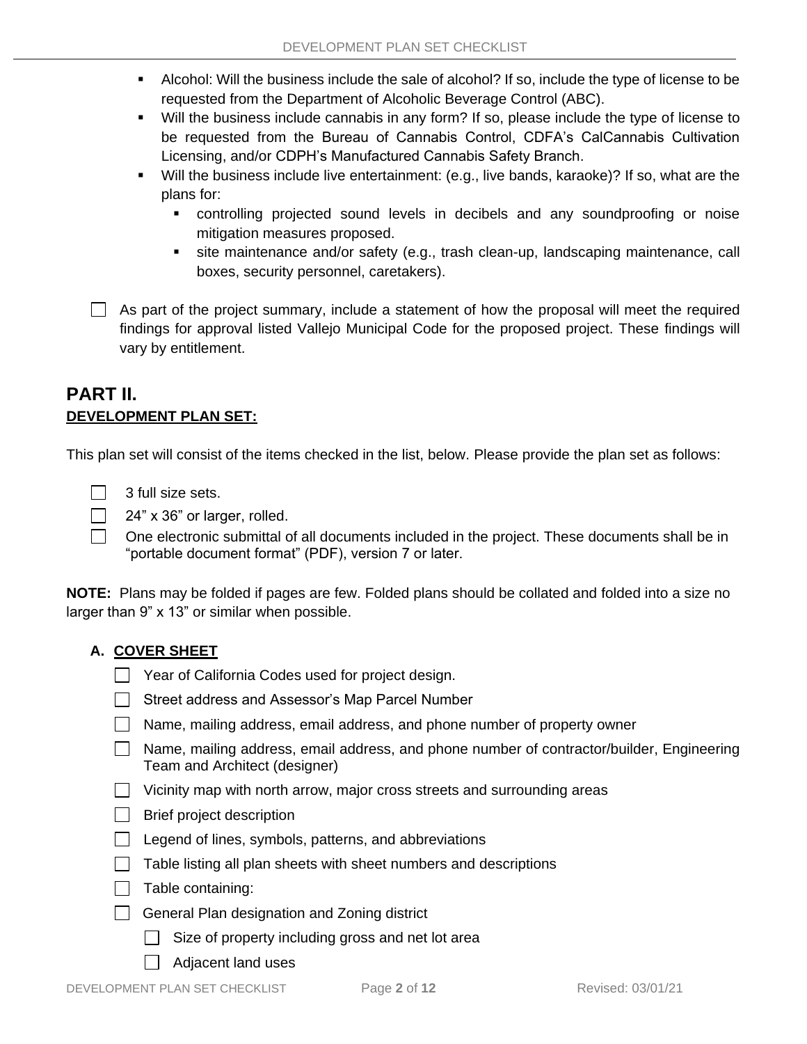- Alcohol: Will the business include the sale of alcohol? If so, include the type of license to be requested from the Department of Alcoholic Beverage Control (ABC).
- Will the business include cannabis in any form? If so, please include the type of license to be requested from the Bureau of Cannabis Control, CDFA's CalCannabis Cultivation Licensing, and/or CDPH's Manufactured Cannabis Safety Branch.
- Will the business include live entertainment: (e.g., live bands, karaoke)? If so, what are the plans for:
  - controlling projected sound levels in decibels and any soundproofing or noise mitigation measures proposed.
  - site maintenance and/or safety (e.g., trash clean-up, landscaping maintenance, call boxes, security personnel, caretakers).

☐ As part of the project summary, include a statement of how the proposal will meet the required findings for approval listed Vallejo Municipal Code for the proposed project. These findings will vary by entitlement.

## PART II.

### DEVELOPMENT PLAN SET:

This plan set will consist of the items checked in the list, below. Please provide the plan set as follows:

☐ 3 full size sets.

☐ 24" x 36" or larger, rolled.

☐ One electronic submittal of all documents included in the project. These documents shall be in "portable document format" (PDF), version 7 or later.

**NOTE:** Plans may be folded if pages are few. Folded plans should be collated and folded into a size no larger than 9" x 13" or similar when possible.

### A. COVER SHEET

☐ Year of California Codes used for project design.

☐ Street address and Assessor's Map Parcel Number

☐ Name, mailing address, email address, and phone number of property owner

☐ Name, mailing address, email address, and phone number of contractor/builder, Engineering Team and Architect (designer)

☐ Vicinity map with north arrow, major cross streets and surrounding areas

☐ Brief project description

☐ Legend of lines, symbols, patterns, and abbreviations

☐ Table listing all plan sheets with sheet numbers and descriptions

☐ Table containing:

☐ General Plan designation and Zoning district

- ☐ Size of property including gross and net lot area
- ☐ Adjacent land uses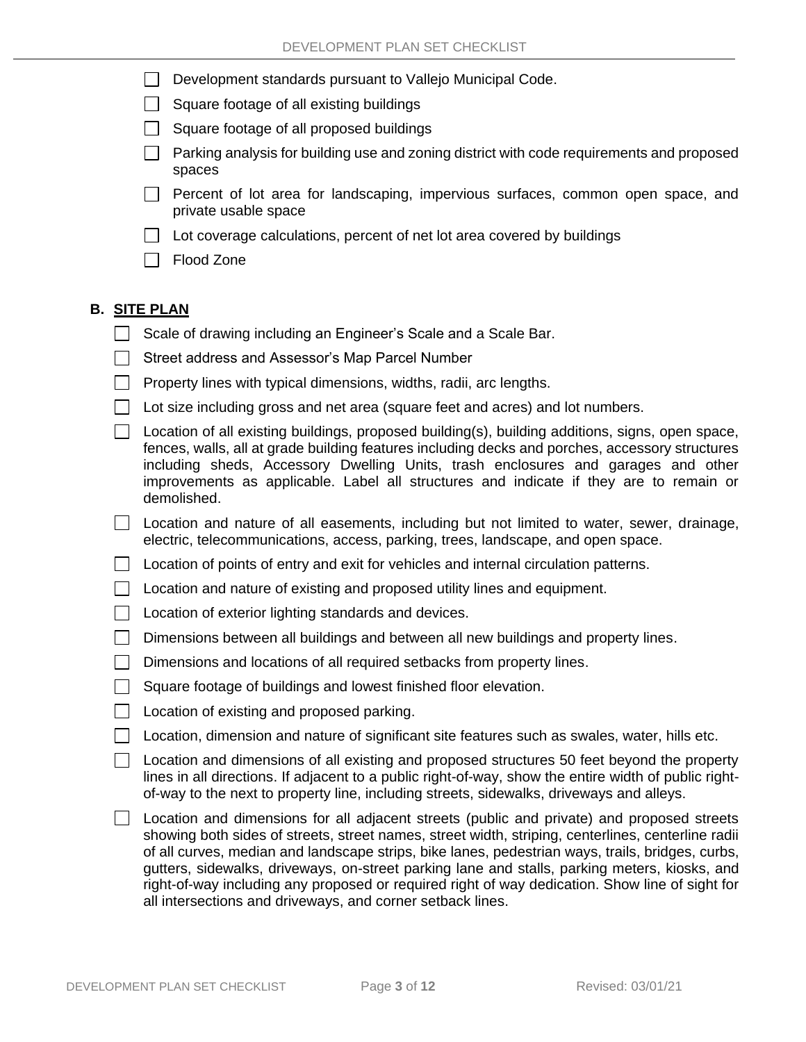- [ ] Development standards pursuant to Vallejo Municipal Code.
- [ ] Square footage of all existing buildings
- [ ] Square footage of all proposed buildings
- [ ] Parking analysis for building use and zoning district with code requirements and proposed spaces
- [ ] Percent of lot area for landscaping, impervious surfaces, common open space, and private usable space
- [ ] Lot coverage calculations, percent of net lot area covered by buildings
- [ ] Flood Zone

## B. SITE PLAN

- [ ] Scale of drawing including an Engineer's Scale and a Scale Bar.
- [ ] Street address and Assessor's Map Parcel Number
- [ ] Property lines with typical dimensions, widths, radii, arc lengths.
- [ ] Lot size including gross and net area (square feet and acres) and lot numbers.
- [ ] Location of all existing buildings, proposed building(s), building additions, signs, open space, fences, walls, all at grade building features including decks and porches, accessory structures including sheds, Accessory Dwelling Units, trash enclosures and garages and other improvements as applicable. Label all structures and indicate if they are to remain or demolished.
- [ ] Location and nature of all easements, including but not limited to water, sewer, drainage, electric, telecommunications, access, parking, trees, landscape, and open space.
- [ ] Location of points of entry and exit for vehicles and internal circulation patterns.
- [ ] Location and nature of existing and proposed utility lines and equipment.
- [ ] Location of exterior lighting standards and devices.
- [ ] Dimensions between all buildings and between all new buildings and property lines.
- [ ] Dimensions and locations of all required setbacks from property lines.
- [ ] Square footage of buildings and lowest finished floor elevation.
- [ ] Location of existing and proposed parking.
- [ ] Location, dimension and nature of significant site features such as swales, water, hills etc.
- [ ] Location and dimensions of all existing and proposed structures 50 feet beyond the property lines in all directions. If adjacent to a public right-of-way, show the entire width of public right-of-way to the next to property line, including streets, sidewalks, driveways and alleys.
- [ ] Location and dimensions for all adjacent streets (public and private) and proposed streets showing both sides of streets, street names, street width, striping, centerlines, centerline radii of all curves, median and landscape strips, bike lanes, pedestrian ways, trails, bridges, curbs, gutters, sidewalks, driveways, on-street parking lane and stalls, parking meters, kiosks, and right-of-way including any proposed or required right of way dedication. Show line of sight for all intersections and driveways, and corner setback lines.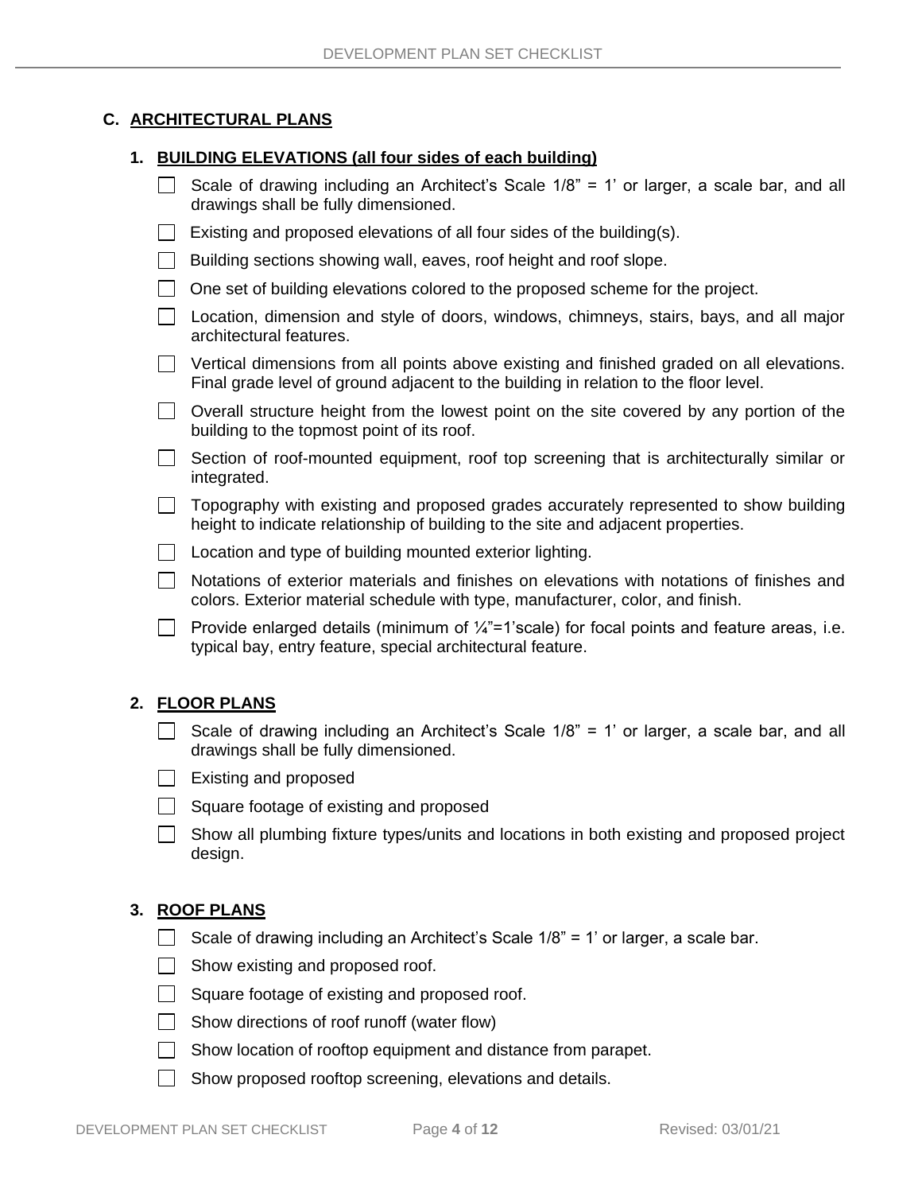## C. ARCHITECTURAL PLANS

### 1. BUILDING ELEVATIONS (all four sides of each building)

- [ ] Scale of drawing including an Architect's Scale 1/8" = 1' or larger, a scale bar, and all drawings shall be fully dimensioned.
- [ ] Existing and proposed elevations of all four sides of the building(s).
- [ ] Building sections showing wall, eaves, roof height and roof slope.
- [ ] One set of building elevations colored to the proposed scheme for the project.
- [ ] Location, dimension and style of doors, windows, chimneys, stairs, bays, and all major architectural features.
- [ ] Vertical dimensions from all points above existing and finished graded on all elevations. Final grade level of ground adjacent to the building in relation to the floor level.
- [ ] Overall structure height from the lowest point on the site covered by any portion of the building to the topmost point of its roof.
- [ ] Section of roof-mounted equipment, roof top screening that is architecturally similar or integrated.
- [ ] Topography with existing and proposed grades accurately represented to show building height to indicate relationship of building to the site and adjacent properties.
- [ ] Location and type of building mounted exterior lighting.
- [ ] Notations of exterior materials and finishes on elevations with notations of finishes and colors. Exterior material schedule with type, manufacturer, color, and finish.
- [ ] Provide enlarged details (minimum of ¼"=1'scale) for focal points and feature areas, i.e. typical bay, entry feature, special architectural feature.

### 2. FLOOR PLANS

- [ ] Scale of drawing including an Architect's Scale 1/8" = 1' or larger, a scale bar, and all drawings shall be fully dimensioned.
- [ ] Existing and proposed
- [ ] Square footage of existing and proposed
- [ ] Show all plumbing fixture types/units and locations in both existing and proposed project design.

### 3. ROOF PLANS

- [ ] Scale of drawing including an Architect's Scale 1/8" = 1' or larger, a scale bar.
- [ ] Show existing and proposed roof.
- [ ] Square footage of existing and proposed roof.
- [ ] Show directions of roof runoff (water flow)
- [ ] Show location of rooftop equipment and distance from parapet.
- [ ] Show proposed rooftop screening, elevations and details.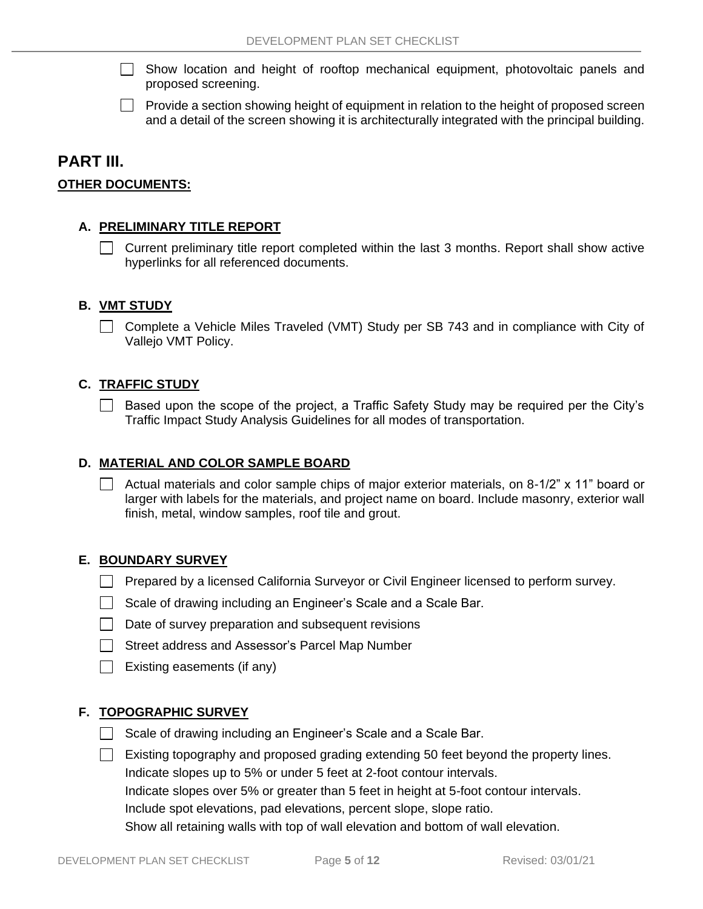- [ ] Show location and height of rooftop mechanical equipment, photovoltaic panels and proposed screening.
- [ ] Provide a section showing height of equipment in relation to the height of proposed screen and a detail of the screen showing it is architecturally integrated with the principal building.

## PART III.

**OTHER DOCUMENTS:**

### A. PRELIMINARY TITLE REPORT

- [ ] Current preliminary title report completed within the last 3 months. Report shall show active hyperlinks for all referenced documents.

### B. VMT STUDY

- [ ] Complete a Vehicle Miles Traveled (VMT) Study per SB 743 and in compliance with City of Vallejo VMT Policy.

### C. TRAFFIC STUDY

- [ ] Based upon the scope of the project, a Traffic Safety Study may be required per the City's Traffic Impact Study Analysis Guidelines for all modes of transportation.

### D. MATERIAL AND COLOR SAMPLE BOARD

- [ ] Actual materials and color sample chips of major exterior materials, on 8-1/2" x 11" board or larger with labels for the materials, and project name on board. Include masonry, exterior wall finish, metal, window samples, roof tile and grout.

### E. BOUNDARY SURVEY

- [ ] Prepared by a licensed California Surveyor or Civil Engineer licensed to perform survey.
- [ ] Scale of drawing including an Engineer's Scale and a Scale Bar.
- [ ] Date of survey preparation and subsequent revisions
- [ ] Street address and Assessor's Parcel Map Number
- [ ] Existing easements (if any)

### F. TOPOGRAPHIC SURVEY

- [ ] Scale of drawing including an Engineer's Scale and a Scale Bar.
- [ ] Existing topography and proposed grading extending 50 feet beyond the property lines.
  Indicate slopes up to 5% or under 5 feet at 2-foot contour intervals.
  Indicate slopes over 5% or greater than 5 feet in height at 5-foot contour intervals.
  Include spot elevations, pad elevations, percent slope, slope ratio.
  Show all retaining walls with top of wall elevation and bottom of wall elevation.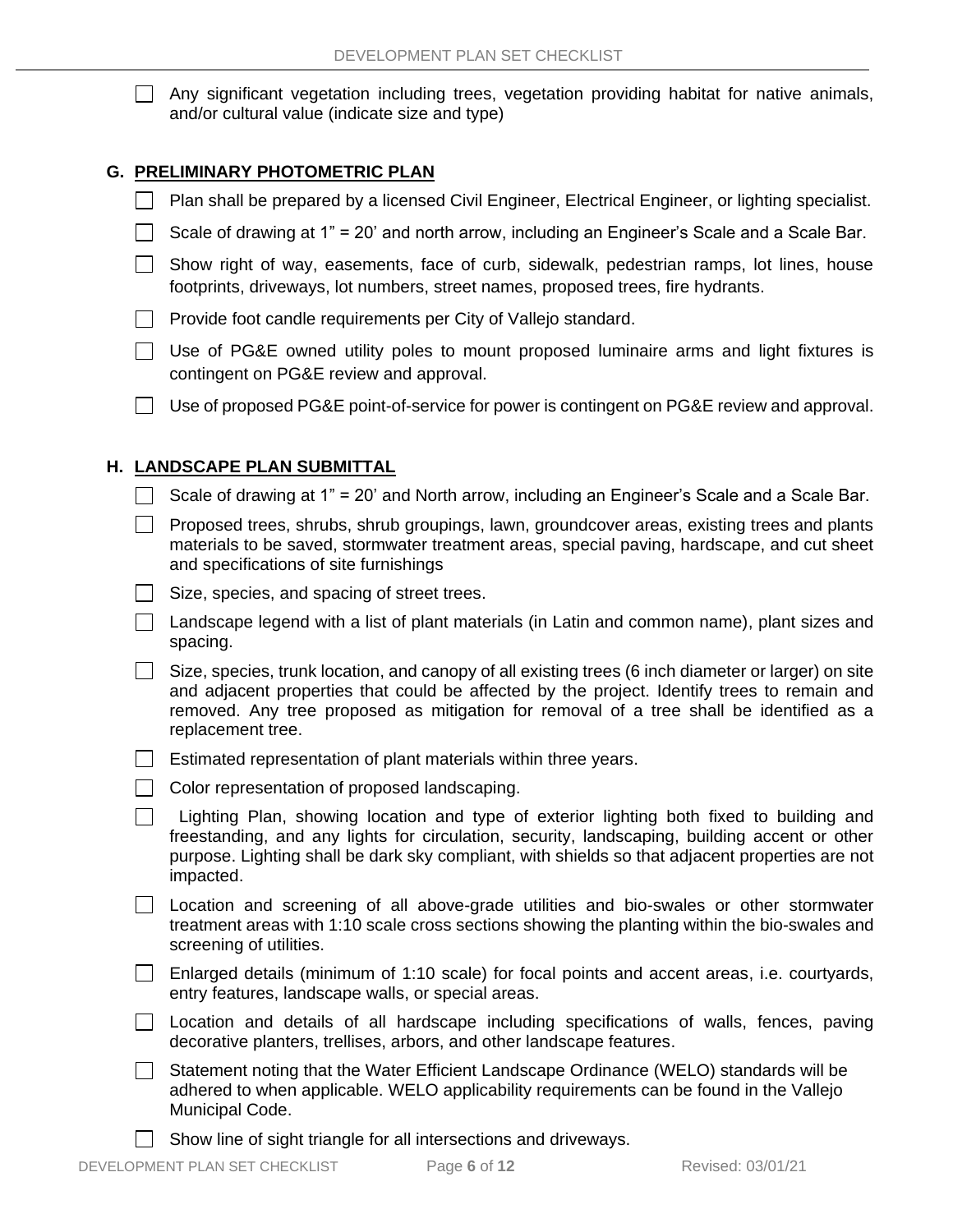- [ ] Any significant vegetation including trees, vegetation providing habitat for native animals, and/or cultural value (indicate size and type)

## G. PRELIMINARY PHOTOMETRIC PLAN

- [ ] Plan shall be prepared by a licensed Civil Engineer, Electrical Engineer, or lighting specialist.
- [ ] Scale of drawing at 1" = 20' and north arrow, including an Engineer's Scale and a Scale Bar.
- [ ] Show right of way, easements, face of curb, sidewalk, pedestrian ramps, lot lines, house footprints, driveways, lot numbers, street names, proposed trees, fire hydrants.
- [ ] Provide foot candle requirements per City of Vallejo standard.
- [ ] Use of PG&E owned utility poles to mount proposed luminaire arms and light fixtures is contingent on PG&E review and approval.
- [ ] Use of proposed PG&E point-of-service for power is contingent on PG&E review and approval.

## H. LANDSCAPE PLAN SUBMITTAL

- [ ] Scale of drawing at 1" = 20' and North arrow, including an Engineer's Scale and a Scale Bar.
- [ ] Proposed trees, shrubs, shrub groupings, lawn, groundcover areas, existing trees and plants materials to be saved, stormwater treatment areas, special paving, hardscape, and cut sheet and specifications of site furnishings
- [ ] Size, species, and spacing of street trees.
- [ ] Landscape legend with a list of plant materials (in Latin and common name), plant sizes and spacing.
- [ ] Size, species, trunk location, and canopy of all existing trees (6 inch diameter or larger) on site and adjacent properties that could be affected by the project. Identify trees to remain and removed. Any tree proposed as mitigation for removal of a tree shall be identified as a replacement tree.
- [ ] Estimated representation of plant materials within three years.
- [ ] Color representation of proposed landscaping.
- [ ] Lighting Plan, showing location and type of exterior lighting both fixed to building and freestanding, and any lights for circulation, security, landscaping, building accent or other purpose. Lighting shall be dark sky compliant, with shields so that adjacent properties are not impacted.
- [ ] Location and screening of all above-grade utilities and bio-swales or other stormwater treatment areas with 1:10 scale cross sections showing the planting within the bio-swales and screening of utilities.
- [ ] Enlarged details (minimum of 1:10 scale) for focal points and accent areas, i.e. courtyards, entry features, landscape walls, or special areas.
- [ ] Location and details of all hardscape including specifications of walls, fences, paving decorative planters, trellises, arbors, and other landscape features.
- [ ] Statement noting that the Water Efficient Landscape Ordinance (WELO) standards will be adhered to when applicable. WELO applicability requirements can be found in the Vallejo Municipal Code.
- [ ] Show line of sight triangle for all intersections and driveways.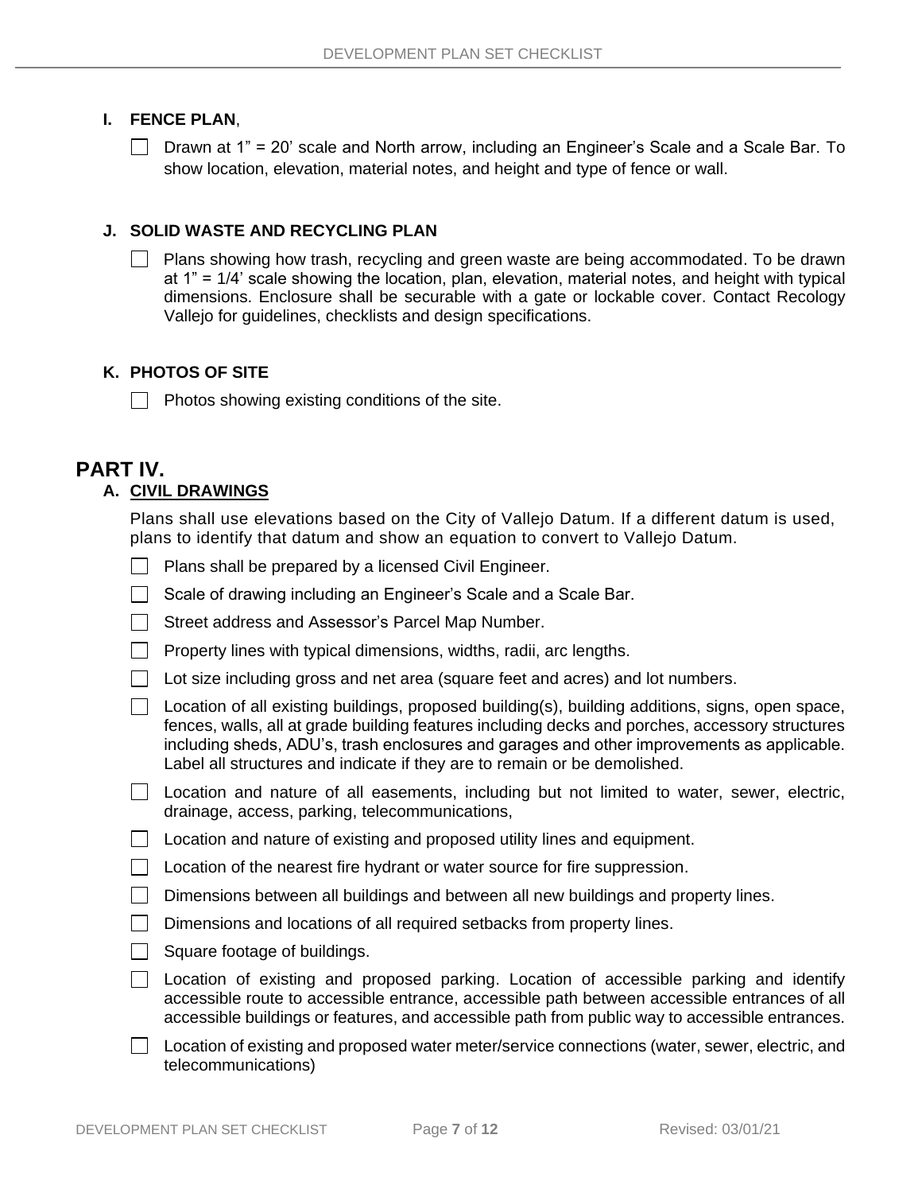### I. FENCE PLAN,

- [ ] Drawn at 1" = 20' scale and North arrow, including an Engineer's Scale and a Scale Bar. To show location, elevation, material notes, and height and type of fence or wall.

### J. SOLID WASTE AND RECYCLING PLAN

- [ ] Plans showing how trash, recycling and green waste are being accommodated. To be drawn at 1" = 1/4' scale showing the location, plan, elevation, material notes, and height with typical dimensions. Enclosure shall be securable with a gate or lockable cover. Contact Recology Vallejo for guidelines, checklists and design specifications.

### K. PHOTOS OF SITE

- [ ] Photos showing existing conditions of the site.

## PART IV.

### A. <u>CIVIL DRAWINGS</u>

Plans shall use elevations based on the City of Vallejo Datum. If a different datum is used, plans to identify that datum and show an equation to convert to Vallejo Datum.

- [ ] Plans shall be prepared by a licensed Civil Engineer.
- [ ] Scale of drawing including an Engineer's Scale and a Scale Bar.
- [ ] Street address and Assessor's Parcel Map Number.
- [ ] Property lines with typical dimensions, widths, radii, arc lengths.
- [ ] Lot size including gross and net area (square feet and acres) and lot numbers.
- [ ] Location of all existing buildings, proposed building(s), building additions, signs, open space, fences, walls, all at grade building features including decks and porches, accessory structures including sheds, ADU's, trash enclosures and garages and other improvements as applicable. Label all structures and indicate if they are to remain or be demolished.
- [ ] Location and nature of all easements, including but not limited to water, sewer, electric, drainage, access, parking, telecommunications,
- [ ] Location and nature of existing and proposed utility lines and equipment.
- [ ] Location of the nearest fire hydrant or water source for fire suppression.
- [ ] Dimensions between all buildings and between all new buildings and property lines.
- [ ] Dimensions and locations of all required setbacks from property lines.
- [ ] Square footage of buildings.
- [ ] Location of existing and proposed parking. Location of accessible parking and identify accessible route to accessible entrance, accessible path between accessible entrances of all accessible buildings or features, and accessible path from public way to accessible entrances.
- [ ] Location of existing and proposed water meter/service connections (water, sewer, electric, and telecommunications)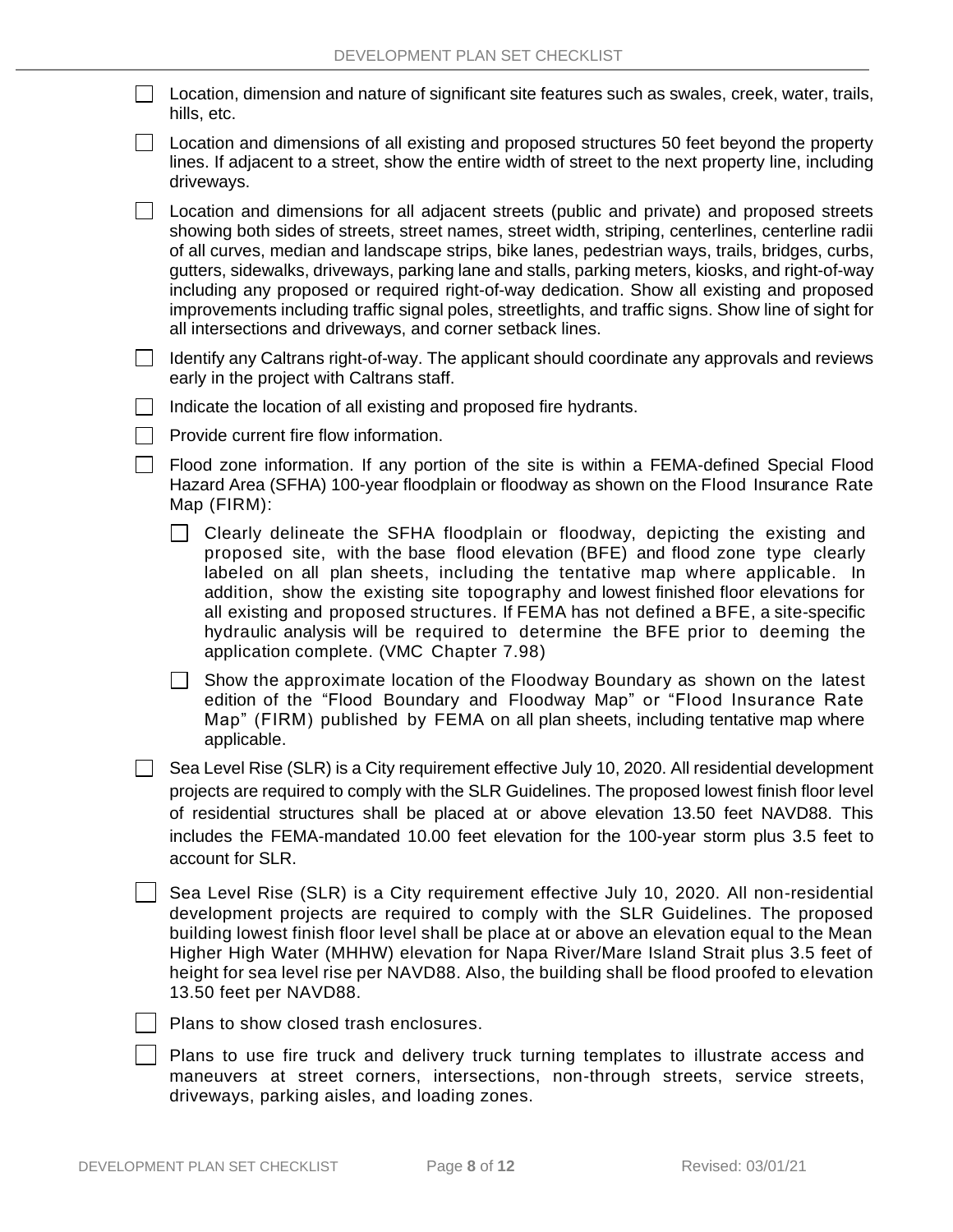- [ ] Location, dimension and nature of significant site features such as swales, creek, water, trails, hills, etc.
- [ ] Location and dimensions of all existing and proposed structures 50 feet beyond the property lines. If adjacent to a street, show the entire width of street to the next property line, including driveways.
- [ ] Location and dimensions for all adjacent streets (public and private) and proposed streets showing both sides of streets, street names, street width, striping, centerlines, centerline radii of all curves, median and landscape strips, bike lanes, pedestrian ways, trails, bridges, curbs, gutters, sidewalks, driveways, parking lane and stalls, parking meters, kiosks, and right-of-way including any proposed or required right-of-way dedication. Show all existing and proposed improvements including traffic signal poles, streetlights, and traffic signs. Show line of sight for all intersections and driveways, and corner setback lines.
- [ ] Identify any Caltrans right-of-way. The applicant should coordinate any approvals and reviews early in the project with Caltrans staff.
- [ ] Indicate the location of all existing and proposed fire hydrants.
- [ ] Provide current fire flow information.
- [ ] Flood zone information. If any portion of the site is within a FEMA-defined Special Flood Hazard Area (SFHA) 100-year floodplain or floodway as shown on the Flood Insurance Rate Map (FIRM):
  - [ ] Clearly delineate the SFHA floodplain or floodway, depicting the existing and proposed site, with the base flood elevation (BFE) and flood zone type clearly labeled on all plan sheets, including the tentative map where applicable. In addition, show the existing site topography and lowest finished floor elevations for all existing and proposed structures. If FEMA has not defined a BFE, a site-specific hydraulic analysis will be required to determine the BFE prior to deeming the application complete. (VMC Chapter 7.98)
  - [ ] Show the approximate location of the Floodway Boundary as shown on the latest edition of the "Flood Boundary and Floodway Map" or "Flood Insurance Rate Map" (FIRM) published by FEMA on all plan sheets, including tentative map where applicable.
- [ ] Sea Level Rise (SLR) is a City requirement effective July 10, 2020. All residential development projects are required to comply with the SLR Guidelines. The proposed lowest finish floor level of residential structures shall be placed at or above elevation 13.50 feet NAVD88. This includes the FEMA-mandated 10.00 feet elevation for the 100-year storm plus 3.5 feet to account for SLR.
- [ ] Sea Level Rise (SLR) is a City requirement effective July 10, 2020. All non-residential development projects are required to comply with the SLR Guidelines. The proposed building lowest finish floor level shall be place at or above an elevation equal to the Mean Higher High Water (MHHW) elevation for Napa River/Mare Island Strait plus 3.5 feet of height for sea level rise per NAVD88. Also, the building shall be flood proofed to elevation 13.50 feet per NAVD88.
- [ ] Plans to show closed trash enclosures.
- [ ] Plans to use fire truck and delivery truck turning templates to illustrate access and maneuvers at street corners, intersections, non-through streets, service streets, driveways, parking aisles, and loading zones.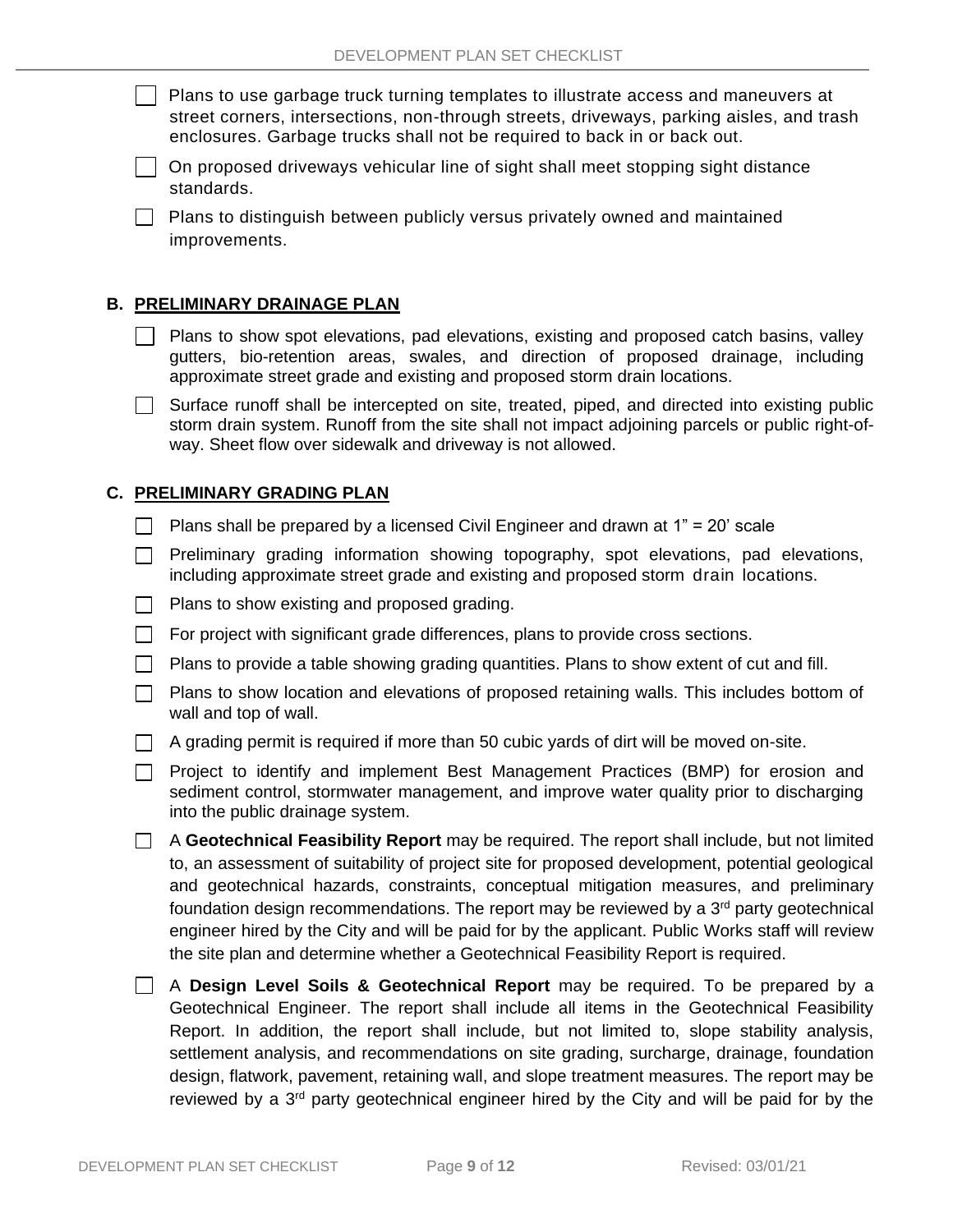- [ ] Plans to use garbage truck turning templates to illustrate access and maneuvers at street corners, intersections, non-through streets, driveways, parking aisles, and trash enclosures. Garbage trucks shall not be required to back in or back out.
- [ ] On proposed driveways vehicular line of sight shall meet stopping sight distance standards.
- [ ] Plans to distinguish between publicly versus privately owned and maintained improvements.

## B. PRELIMINARY DRAINAGE PLAN

- [ ] Plans to show spot elevations, pad elevations, existing and proposed catch basins, valley gutters, bio-retention areas, swales, and direction of proposed drainage, including approximate street grade and existing and proposed storm drain locations.
- [ ] Surface runoff shall be intercepted on site, treated, piped, and directed into existing public storm drain system. Runoff from the site shall not impact adjoining parcels or public right-of-way. Sheet flow over sidewalk and driveway is not allowed.

## C. PRELIMINARY GRADING PLAN

- [ ] Plans shall be prepared by a licensed Civil Engineer and drawn at 1" = 20' scale
- [ ] Preliminary grading information showing topography, spot elevations, pad elevations, including approximate street grade and existing and proposed storm drain locations.
- [ ] Plans to show existing and proposed grading.
- [ ] For project with significant grade differences, plans to provide cross sections.
- [ ] Plans to provide a table showing grading quantities. Plans to show extent of cut and fill.
- [ ] Plans to show location and elevations of proposed retaining walls. This includes bottom of wall and top of wall.
- [ ] A grading permit is required if more than 50 cubic yards of dirt will be moved on-site.
- [ ] Project to identify and implement Best Management Practices (BMP) for erosion and sediment control, stormwater management, and improve water quality prior to discharging into the public drainage system.
- [ ] A **Geotechnical Feasibility Report** may be required. The report shall include, but not limited to, an assessment of suitability of project site for proposed development, potential geological and geotechnical hazards, constraints, conceptual mitigation measures, and preliminary foundation design recommendations. The report may be reviewed by a 3rd party geotechnical engineer hired by the City and will be paid for by the applicant. Public Works staff will review the site plan and determine whether a Geotechnical Feasibility Report is required.
- [ ] A **Design Level Soils & Geotechnical Report** may be required. To be prepared by a Geotechnical Engineer. The report shall include all items in the Geotechnical Feasibility Report. In addition, the report shall include, but not limited to, slope stability analysis, settlement analysis, and recommendations on site grading, surcharge, drainage, foundation design, flatwork, pavement, retaining wall, and slope treatment measures. The report may be reviewed by a 3rd party geotechnical engineer hired by the City and will be paid for by the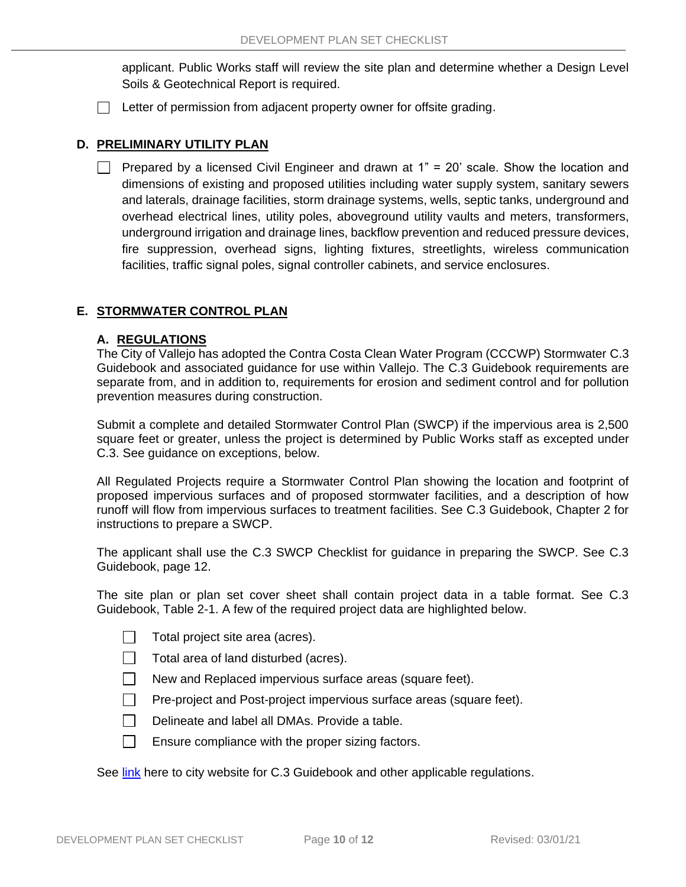applicant. Public Works staff will review the site plan and determine whether a Design Level Soils & Geotechnical Report is required.

- [ ] Letter of permission from adjacent property owner for offsite grading.

## D. PRELIMINARY UTILITY PLAN

- [ ] Prepared by a licensed Civil Engineer and drawn at 1" = 20' scale. Show the location and dimensions of existing and proposed utilities including water supply system, sanitary sewers and laterals, drainage facilities, storm drainage systems, wells, septic tanks, underground and overhead electrical lines, utility poles, aboveground utility vaults and meters, transformers, underground irrigation and drainage lines, backflow prevention and reduced pressure devices, fire suppression, overhead signs, lighting fixtures, streetlights, wireless communication facilities, traffic signal poles, signal controller cabinets, and service enclosures.

## E. STORMWATER CONTROL PLAN

### A. REGULATIONS

The City of Vallejo has adopted the Contra Costa Clean Water Program (CCCWP) Stormwater C.3 Guidebook and associated guidance for use within Vallejo. The C.3 Guidebook requirements are separate from, and in addition to, requirements for erosion and sediment control and for pollution prevention measures during construction.

Submit a complete and detailed Stormwater Control Plan (SWCP) if the impervious area is 2,500 square feet or greater, unless the project is determined by Public Works staff as excepted under C.3. See guidance on exceptions, below.

All Regulated Projects require a Stormwater Control Plan showing the location and footprint of proposed impervious surfaces and of proposed stormwater facilities, and a description of how runoff will flow from impervious surfaces to treatment facilities. See C.3 Guidebook, Chapter 2 for instructions to prepare a SWCP.

The applicant shall use the C.3 SWCP Checklist for guidance in preparing the SWCP. See C.3 Guidebook, page 12.

The site plan or plan set cover sheet shall contain project data in a table format. See C.3 Guidebook, Table 2-1. A few of the required project data are highlighted below.

- [ ] Total project site area (acres).
- [ ] Total area of land disturbed (acres).
- [ ] New and Replaced impervious surface areas (square feet).
- [ ] Pre-project and Post-project impervious surface areas (square feet).
- [ ] Delineate and label all DMAs. Provide a table.
- [ ] Ensure compliance with the proper sizing factors.

See link here to city website for C.3 Guidebook and other applicable regulations.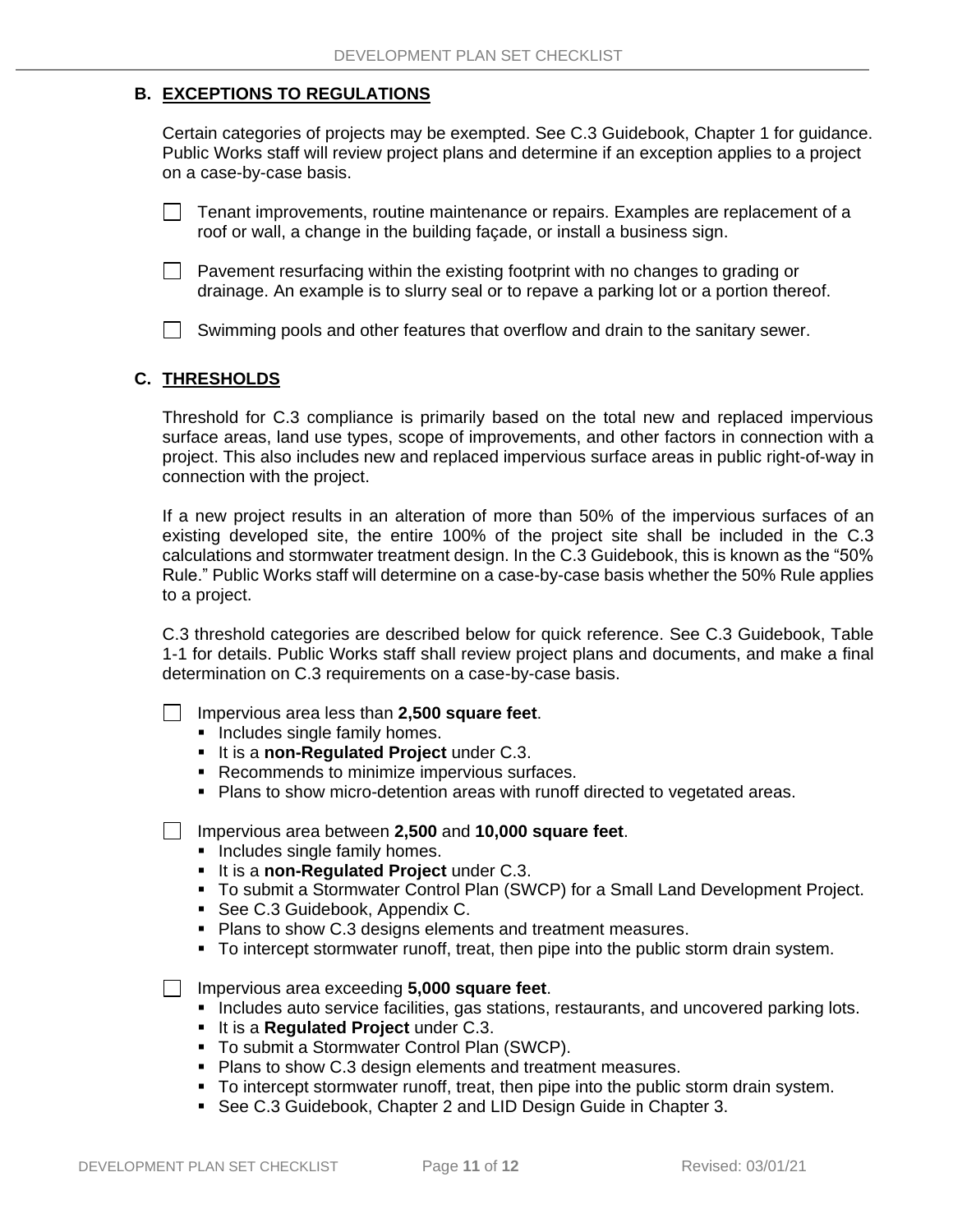## B. EXCEPTIONS TO REGULATIONS

Certain categories of projects may be exempted. See C.3 Guidebook, Chapter 1 for guidance. Public Works staff will review project plans and determine if an exception applies to a project on a case-by-case basis.

- [ ] Tenant improvements, routine maintenance or repairs. Examples are replacement of a roof or wall, a change in the building façade, or install a business sign.

- [ ] Pavement resurfacing within the existing footprint with no changes to grading or drainage. An example is to slurry seal or to repave a parking lot or a portion thereof.

- [ ] Swimming pools and other features that overflow and drain to the sanitary sewer.

## C. THRESHOLDS

Threshold for C.3 compliance is primarily based on the total new and replaced impervious surface areas, land use types, scope of improvements, and other factors in connection with a project. This also includes new and replaced impervious surface areas in public right-of-way in connection with the project.

If a new project results in an alteration of more than 50% of the impervious surfaces of an existing developed site, the entire 100% of the project site shall be included in the C.3 calculations and stormwater treatment design. In the C.3 Guidebook, this is known as the "50% Rule." Public Works staff will determine on a case-by-case basis whether the 50% Rule applies to a project.

C.3 threshold categories are described below for quick reference. See C.3 Guidebook, Table 1-1 for details. Public Works staff shall review project plans and documents, and make a final determination on C.3 requirements on a case-by-case basis.

- [ ] Impervious area less than **2,500 square feet**.
  - Includes single family homes.
  - It is a **non-Regulated Project** under C.3.
  - Recommends to minimize impervious surfaces.
  - Plans to show micro-detention areas with runoff directed to vegetated areas.

- [ ] Impervious area between **2,500** and **10,000 square feet**.
  - Includes single family homes.
  - It is a **non-Regulated Project** under C.3.
  - To submit a Stormwater Control Plan (SWCP) for a Small Land Development Project.
  - See C.3 Guidebook, Appendix C.
  - Plans to show C.3 designs elements and treatment measures.
  - To intercept stormwater runoff, treat, then pipe into the public storm drain system.

- [ ] Impervious area exceeding **5,000 square feet**.
  - Includes auto service facilities, gas stations, restaurants, and uncovered parking lots.
  - It is a **Regulated Project** under C.3.
  - To submit a Stormwater Control Plan (SWCP).
  - Plans to show C.3 design elements and treatment measures.
  - To intercept stormwater runoff, treat, then pipe into the public storm drain system.
  - See C.3 Guidebook, Chapter 2 and LID Design Guide in Chapter 3.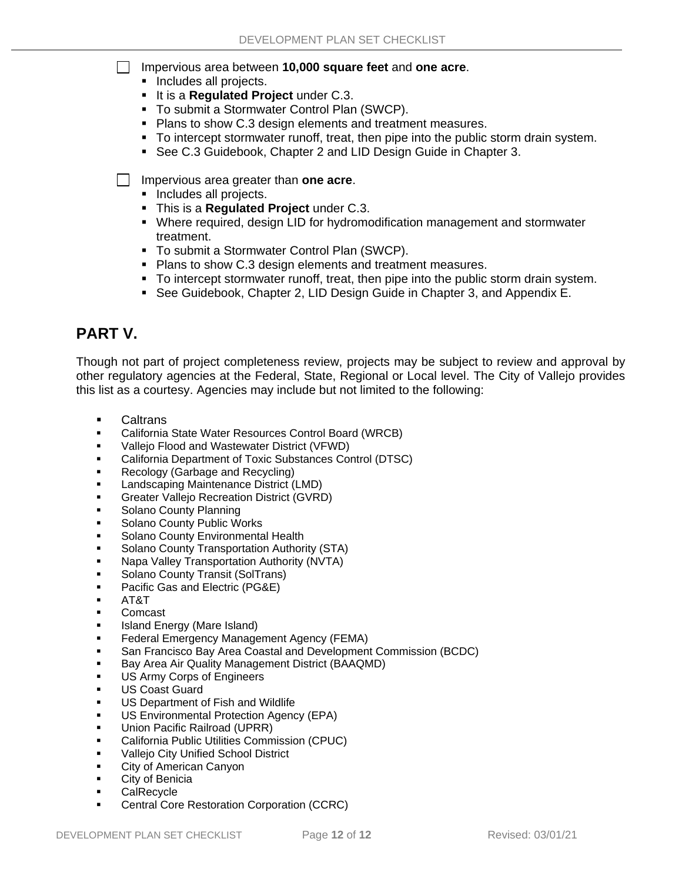- [ ] Impervious area between **10,000 square feet** and **one acre**.
  - Includes all projects.
  - It is a **Regulated Project** under C.3.
  - To submit a Stormwater Control Plan (SWCP).
  - Plans to show C.3 design elements and treatment measures.
  - To intercept stormwater runoff, treat, then pipe into the public storm drain system.
  - See C.3 Guidebook, Chapter 2 and LID Design Guide in Chapter 3.

- [ ] Impervious area greater than **one acre**.
  - Includes all projects.
  - This is a **Regulated Project** under C.3.
  - Where required, design LID for hydromodification management and stormwater treatment.
  - To submit a Stormwater Control Plan (SWCP).
  - Plans to show C.3 design elements and treatment measures.
  - To intercept stormwater runoff, treat, then pipe into the public storm drain system.
  - See Guidebook, Chapter 2, LID Design Guide in Chapter 3, and Appendix E.

## PART V.

Though not part of project completeness review, projects may be subject to review and approval by other regulatory agencies at the Federal, State, Regional or Local level. The City of Vallejo provides this list as a courtesy. Agencies may include but not limited to the following:

- Caltrans
- California State Water Resources Control Board (WRCB)
- Vallejo Flood and Wastewater District (VFWD)
- California Department of Toxic Substances Control (DTSC)
- Recology (Garbage and Recycling)
- Landscaping Maintenance District (LMD)
- Greater Vallejo Recreation District (GVRD)
- Solano County Planning
- Solano County Public Works
- Solano County Environmental Health
- Solano County Transportation Authority (STA)
- Napa Valley Transportation Authority (NVTA)
- Solano County Transit (SolTrans)
- Pacific Gas and Electric (PG&E)
- AT&T
- Comcast
- Island Energy (Mare Island)
- Federal Emergency Management Agency (FEMA)
- San Francisco Bay Area Coastal and Development Commission (BCDC)
- Bay Area Air Quality Management District (BAAQMD)
- US Army Corps of Engineers
- US Coast Guard
- US Department of Fish and Wildlife
- US Environmental Protection Agency (EPA)
- Union Pacific Railroad (UPRR)
- California Public Utilities Commission (CPUC)
- Vallejo City Unified School District
- City of American Canyon
- City of Benicia
- CalRecycle
- Central Core Restoration Corporation (CCRC)